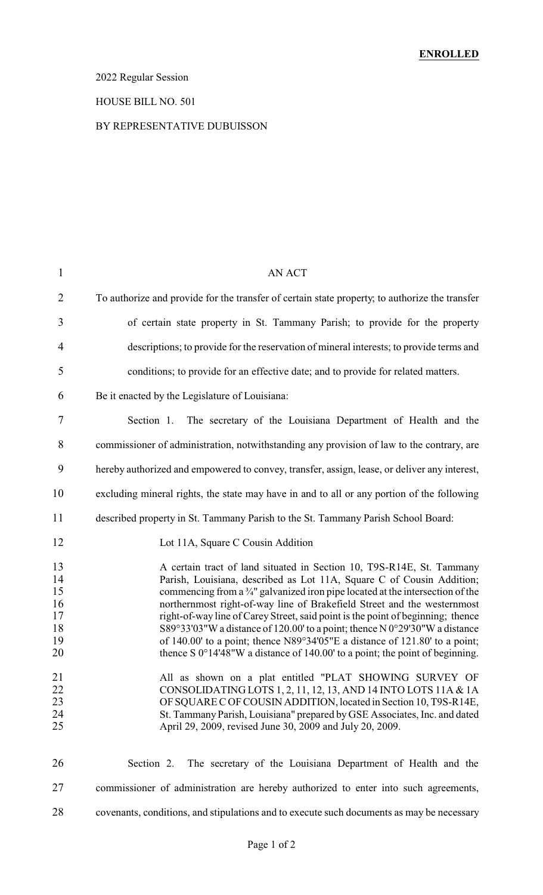**ENROLLED**

2022 Regular Session

HOUSE BILL NO. 501

BY REPRESENTATIVE DUBUISSON

AN ACT

To authorize and provide for the transfer of certain state property; to authorize the transfer of certain state property in St. Tammany Parish; to provide for the property descriptions; to provide for the reservation of mineral interests; to provide terms and conditions; to provide for an effective date; and to provide for related matters.

Be it enacted by the Legislature of Louisiana:

Section 1. The secretary of the Louisiana Department of Health and the commissioner of administration, notwithstanding any provision of law to the contrary, are hereby authorized and empowered to convey, transfer, assign, lease, or deliver any interest, excluding mineral rights, the state may have in and to all or any portion of the following described property in St. Tammany Parish to the St. Tammany Parish School Board:

Lot 11A, Square C Cousin Addition

A certain tract of land situated in Section 10, T9S-R14E, St. Tammany Parish, Louisiana, described as Lot 11A, Square C of Cousin Addition; commencing from a ¾" galvanized iron pipe located at the intersection of the northernmost right-of-way line of Brakefield Street and the westernmost right-of-way line of Carey Street, said point is the point of beginning; thence S89°33'03"W a distance of 120.00' to a point; thence N 0°29'30"W a distance of 140.00' to a point; thence N89°34'05"E a distance of 121.80' to a point; thence S 0°14'48"W a distance of 140.00' to a point; the point of beginning.

All as shown on a plat entitled "PLAT SHOWING SURVEY OF CONSOLIDATING LOTS 1, 2, 11, 12, 13, AND 14 INTO LOTS 11A & 1A OF SQUARE C OF COUSIN ADDITION, located in Section 10, T9S-R14E, St. Tammany Parish, Louisiana" prepared by GSE Associates, Inc. and dated April 29, 2009, revised June 30, 2009 and July 20, 2009.

Section 2. The secretary of the Louisiana Department of Health and the commissioner of administration are hereby authorized to enter into such agreements, covenants, conditions, and stipulations and to execute such documents as may be necessary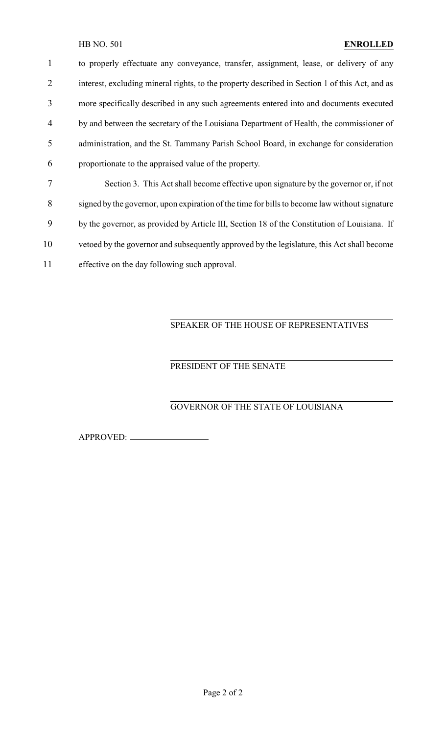to properly effectuate any conveyance, transfer, assignment, lease, or delivery of any interest, excluding mineral rights, to the property described in Section 1 of this Act, and as more specifically described in any such agreements entered into and documents executed by and between the secretary of the Louisiana Department of Health, the commissioner of administration, and the St. Tammany Parish School Board, in exchange for consideration proportionate to the appraised value of the property.

Section 3. This Act shall become effective upon signature by the governor or, if not signed by the governor, upon expiration of the time for bills to become law without signature by the governor, as provided by Article III, Section 18 of the Constitution of Louisiana. If vetoed by the governor and subsequently approved by the legislature, this Act shall become effective on the day following such approval.

SPEAKER OF THE HOUSE OF REPRESENTATIVES

PRESIDENT OF THE SENATE

GOVERNOR OF THE STATE OF LOUISIANA

APPROVED: \_\_\_\_\_\_\_\_\_\_\_\_\_\_\_\_\_\_